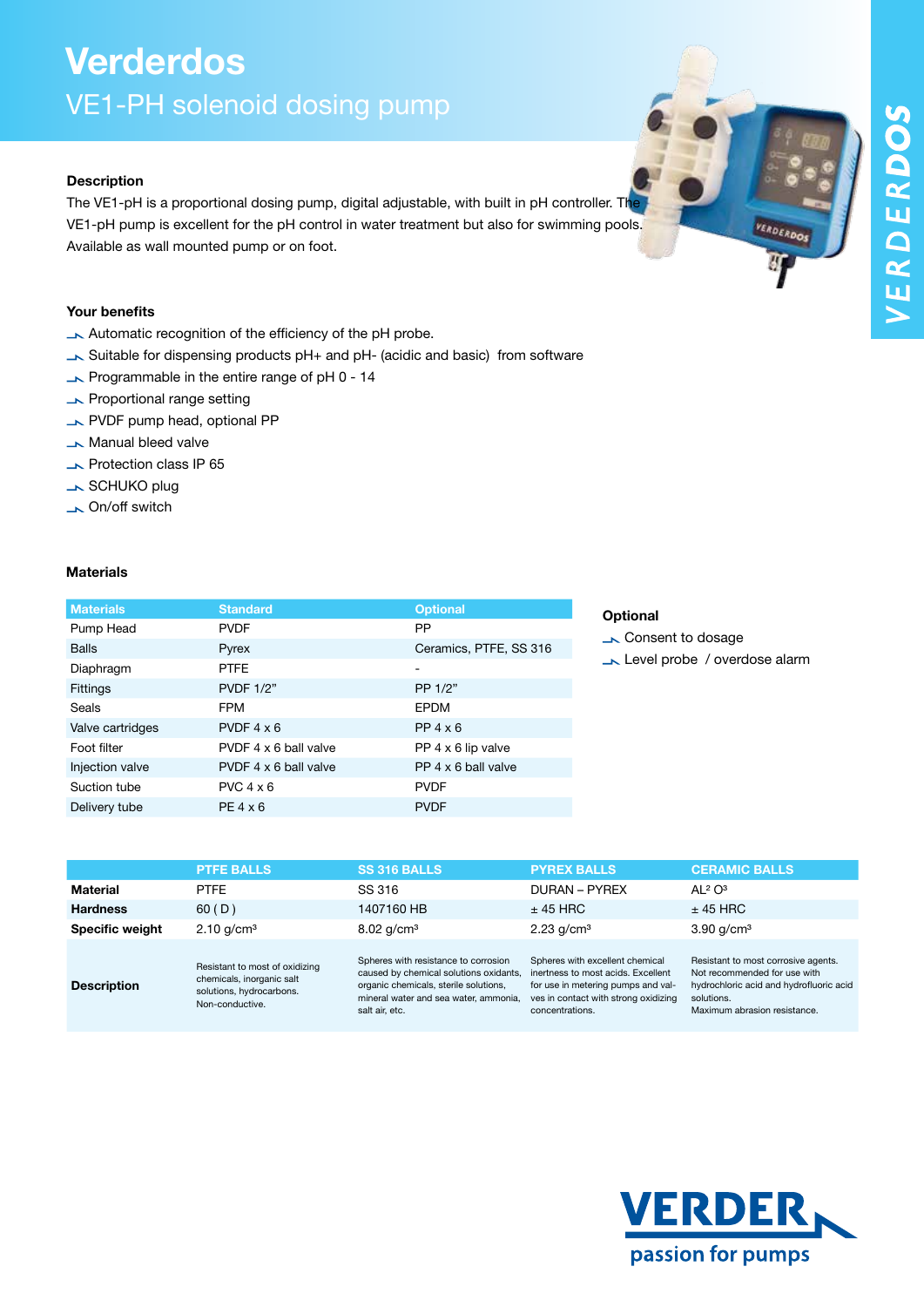# Verderdos

## VE1-PH solenoid dosing pump

### Description

The VE1-pH is a proportional dosing pump, digital adjustable, with built in pH controller. The VE1-pH pump is excellent for the pH control in water treatment but also for swimming pools. Available as wall mounted pump or on foot.

### Your benefits

- Automatic recognition of the efficiency of the pH probe.
- Suitable for dispensing products pH+ and pH- (acidic and basic) from software
- Programmable in the entire range of pH 0 - 14
- Proportional range setting
- PVDF pump head, optional PP
- Manual bleed valve
- Protection class IP 65
- SCHUKO plug
- On/off switch

### Materials

| Materials | Standard | Optional |
|---|---|---|
| Pump Head | PVDF | PP |
| Balls | Pyrex | Ceramics, PTFE, SS 316 |
| Diaphragm | PTFE | - |
| Fittings | PVDF 1/2” | PP 1/2” |
| Seals | FPM | EPDM |
| Valve cartridges | PVDF 4 x 6 | PP 4 x 6 |
| Foot filter | PVDF 4 x 6 ball valve | PP 4 x 6 lip valve |
| Injection valve | PVDF 4 x 6 ball valve | PP 4 x 6 ball valve |
| Suction tube | PVC 4 x 6 | PVDF |
| Delivery tube | PE 4 x 6 | PVDF |

### Optional

- Consent to dosage
- Level probe / overdose alarm

| | PTFE BALLS | SS 316 BALLS | PYREX BALLS | CERAMIC BALLS |
|---|---|---|---|---|
| **Material** | PTFE | SS 316 | DURAN – PYREX | $AL^2 O^3$ |
| **Hardness** | 60 ( D ) | 1407160 HB | ± 45 HRC | ± 45 HRC |
| **Specific weight** | 2.10 g/cm³ | 8.02 g/cm³ | 2.23 g/cm³ | 3.90 g/cm³ |
| **Description** | Resistant to most of oxidizing chemicals, inorganic salt solutions, hydrocarbons. Non-conductive. | Spheres with resistance to corrosion caused by chemical solutions oxidants, organic chemicals, sterile solutions, mineral water and sea water, ammonia, salt air, etc. | Spheres with excellent chemical inertness to most acids. Excellent for use in metering pumps and valves in contact with strong oxidizing concentrations. | Resistant to most corrosive agents. Not recommended for use with hydrochloric acid and hydrofluoric acid solutions. Maximum abrasion resistance. |

VERDER passion for pumps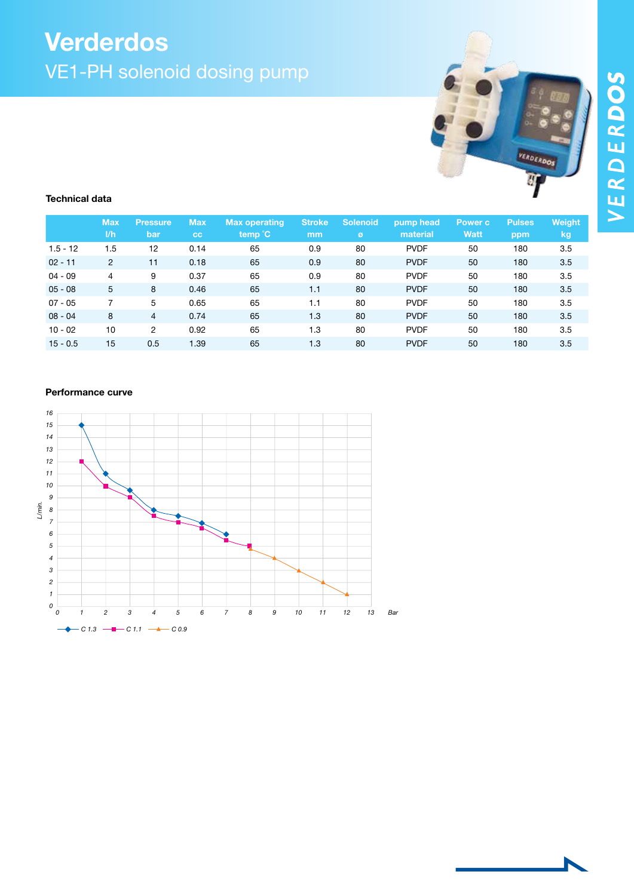# Verderdos

## VE1-PH solenoid dosing pump

### Technical data

| | Max l/h | Pressure bar | Max cc | Max operating temp °C | Stroke mm | Solenoid ø | pump head material | Power c Watt | Pulses ppm | Weight kg |
|---|---|---|---|---|---|---|---|---|---|---|
| 1.5 - 12 | 1.5 | 12 | 0.14 | 65 | 0.9 | 80 | PVDF | 50 | 180 | 3.5 |
| 02 - 11 | 2 | 11 | 0.18 | 65 | 0.9 | 80 | PVDF | 50 | 180 | 3.5 |
| 04 - 09 | 4 | 9 | 0.37 | 65 | 0.9 | 80 | PVDF | 50 | 180 | 3.5 |
| 05 - 08 | 5 | 8 | 0.46 | 65 | 1.1 | 80 | PVDF | 50 | 180 | 3.5 |
| 07 - 05 | 7 | 5 | 0.65 | 65 | 1.1 | 80 | PVDF | 50 | 180 | 3.5 |
| 08 - 04 | 8 | 4 | 0.74 | 65 | 1.3 | 80 | PVDF | 50 | 180 | 3.5 |
| 10 - 02 | 10 | 2 | 0.92 | 65 | 1.3 | 80 | PVDF | 50 | 180 | 3.5 |
| 15 - 0.5 | 15 | 0.5 | 1.39 | 65 | 1.3 | 80 | PVDF | 50 | 180 | 3.5 |

### Performance curve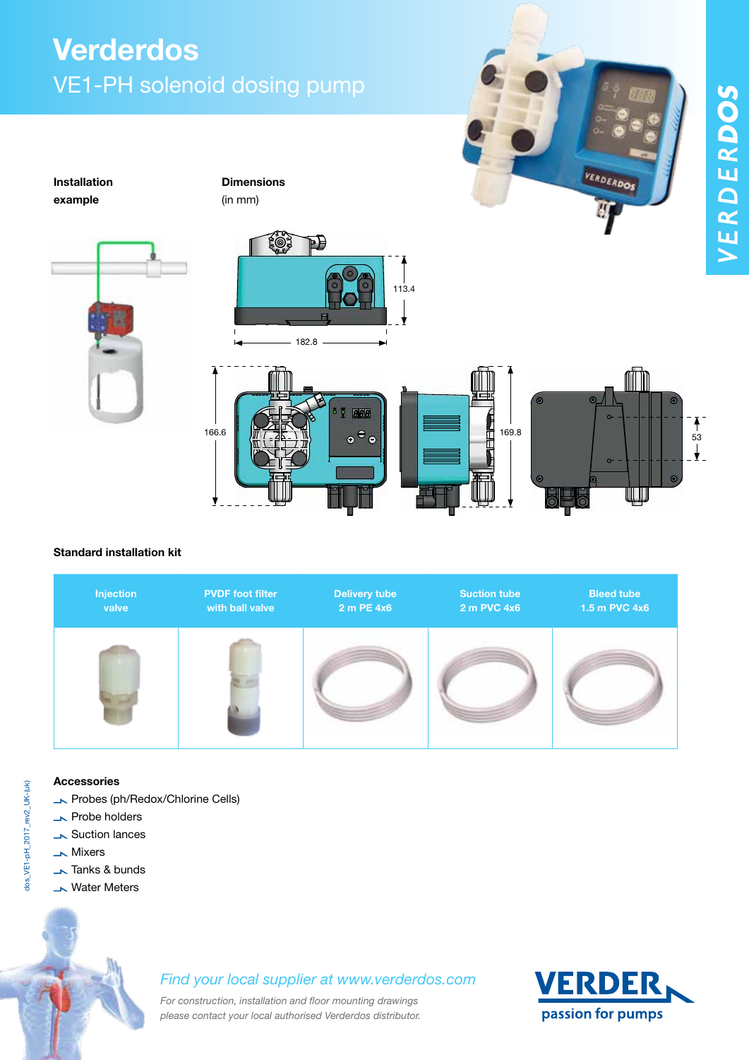# Verderdos

## VE1-PH solenoid dosing pump

**Installation example**

**Dimensions**
(in mm)

182.8
113.4
166.6
169.8
53

**Standard installation kit**

| Injection valve | PVDF foot filter with ball valve | Delivery tube 2 m PE 4x6 | Suction tube 2 m PVC 4x6 | Bleed tube 1.5 m PVC 4x6 |
|---|---|---|---|---|
| | | | | |

**Accessories**

- Probes (ph/Redox/Chlorine Cells)
- Probe holders
- Suction lances
- Mixers
- Tanks & bunds
- Water Meters

dos_VE1-pH_2017_rev2_UK-(uk)

*Find your local supplier at www.verderdos.com*

*For construction, installation and floor mounting drawings please contact your local authorised Verderdos distributor.*

VERDER passion for pumps